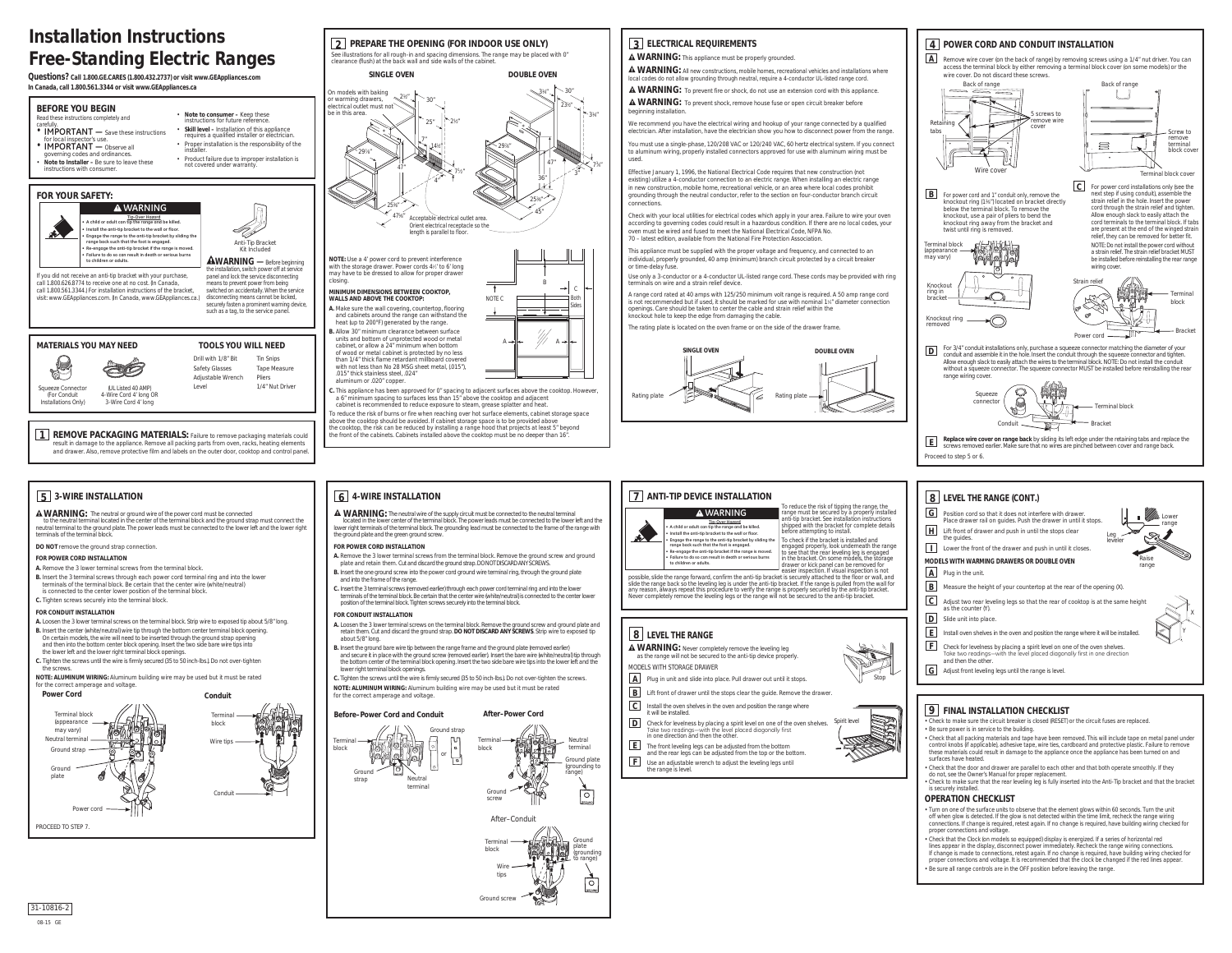# Installation Instructions
# Free-Standing Electric Ranges

**Questions?** Call 1.800.GE.CARES (1.800.432.2737) or visit www.GEAppliances.com
In Canada, call 1.800.561.3344 or visit www.GEAppliances.ca

## BEFORE YOU BEGIN

Read these instructions completely and carefully.

- **IMPORTANT** — Save these instructions for local inspector's use.
- **IMPORTANT** — Observe all governing codes and ordinances.
- **Note to Installer** – Be sure to leave these instructions with consumer.
- **Note to consumer** – Keep these instructions for future reference.
- **Skill level** – Installation of this appliance requires a qualified installer or electrician.
- Proper installation is the responsibility of the installer.
- Product failure due to improper installation is not covered under warranty.

## FOR YOUR SAFETY:

**⚠ WARNING**

Tip-Over Hazard

- A child or adult can tip the range and be killed.
- Install the anti-tip bracket to the wall or floor.
- Engage the range to the anti-tip bracket by sliding the range back such that the foot is engaged.
- Re-engage the anti-tip bracket if the range is moved.
- Failure to do so can result in death or serious burns to children or adults.

Anti-Tip Bracket Kit Included

If you did not receive an anti-tip bracket with your purchase, call 1.800.626.8774 to receive one at no cost. (In Canada, call 1.800.561.3344.) For installation instructions of the bracket, visit: www.GEAppliances.com. (In Canada, www.GEAppliances.ca.)

**⚠WARNING** — Before beginning the installation, switch power off at service panel and lock the service disconnecting means to prevent power from being switched on accidentally. When the service disconnecting means cannot be locked, securely fasten a prominent warning device, such as a tag, to the service panel.

## MATERIALS YOU MAY NEED

- Squeeze Connector (For Conduit Installations Only)
- (UL Listed 40 AMP) 4-Wire Cord 4' long OR 3-Wire Cord 4' long

## TOOLS YOU WILL NEED

| | |
|---|---|
| Drill with 1/8" Bit | Tin Snips |
| Safety Glasses | Tape Measure |
| Adjustable Wrench | Pliers |
| Level | 1/4" Nut Driver |

## 1 REMOVE PACKAGING MATERIALS:

Failure to remove packaging materials could result in damage to the appliance. Remove all packing parts from oven, racks, heating elements and drawer. Also, remove protective film and labels on the outer door, cooktop and control panel.

## 2 PREPARE THE OPENING (FOR INDOOR USE ONLY)

See illustrations for all rough-in and spacing dimensions. The range may be placed with 0" clearance (flush) at the back wall and side walls of the cabinet.

**SINGLE OVEN** / **DOUBLE OVEN**

On models with baking or warming drawers, electrical outlet must not be in this area.

Acceptable electrical outlet area. Orient electrical receptacle so the length is parallel to floor.

**NOTE:** Use a 4' power cord to prevent interference with the storage drawer. Power cords 4½' to 6' long may have to be dressed to allow for proper drawer closing.

**MINIMUM DIMENSIONS BETWEEN COOKTOP, WALLS AND ABOVE THE COOKTOP:**

**A.** Make sure the wall covering, countertop, flooring and cabinets around the range can withstand the heat (up to 200°F) generated by the range.

**B.** Allow 30" minimum clearance between surface units and bottom of unprotected wood or metal cabinet, or allow a 24" minimum when bottom of wood or metal cabinet is protected by no less than 1/4" thick flame retardant millboard covered with not less than No 28 MSG sheet metal, (.015"), .015" thick stainless steel, .024" aluminum or .020" copper.

**C.** This appliance has been approved for 0" spacing to adjacent surfaces above the cooktop. However, a 6" minimum spacing to surfaces less than 15" above the cooktop and adjacent cabinet is recommended to reduce exposure to steam, grease splatter and heat.

To reduce the risk of burns or fire when reaching over hot surface elements, cabinet storage space above the cooktop should be avoided. If cabinet storage space is to be provided above the cooktop, the risk can be reduced by installing a range hood that projects at least 5" beyond the front of the cabinets. Cabinets installed above the cooktop must be no deeper than 16".

## 3 ELECTRICAL REQUIREMENTS

**⚠ WARNING:** This appliance must be properly grounded.

**⚠ WARNING:** All new constructions, mobile homes, recreational vehicles and installations where local codes do not allow grounding through neutral, require a 4-conductor UL-listed range cord.

**⚠ WARNING:** To prevent fire or shock, do not use an extension cord with this appliance.

**⚠ WARNING:** To prevent shock, remove house fuse or open circuit breaker before beginning installation.

We recommend you have the electrical wiring and hookup of your range connected by a qualified electrician. After installation, have the electrician show you how to disconnect power from the range.

You must use a single-phase, 120/208 VAC or 120/240 VAC, 60 hertz electrical system. If you connect to aluminum wiring, properly installed connectors approved for use with aluminum wiring must be used.

Effective January 1, 1996, the National Electrical Code requires that new construction (not existing) utilize a 4-conductor connection to an electric range. When installing an electric range in new construction, mobile home, recreational vehicle, or an area where local codes prohibit grounding through the neutral conductor, refer to the section on four-conductor branch circuit connections.

Check with your local utilities for electrical codes which apply in your area. Failure to wire your oven according to governing codes could result in a hazardous condition. If there are no local codes, your oven must be wired and fused to meet the National Electrical Code, NFPA No. 70 – latest edition, available from the National Fire Protection Association.

This appliance must be supplied with the proper voltage and frequency, and connected to an individual, properly grounded, 40 amp (minimum) branch circuit protected by a circuit breaker or time-delay fuse.

Use only a 3-conductor or a 4-conductor UL-listed range cord. These cords may be provided with ring terminals on wire and a strain relief device.

A range cord rated at 40 amps with 125/250 minimum volt range is required. A 50 amp range cord is not recommended but if used, it should be marked for use with nominal 1⅜" diameter connection openings. Care should be taken to center the cable and strain relief within the knockout hole to keep the edge from damaging the cable.

The rating plate is located on the oven frame or on the side of the drawer frame.

**SINGLE OVEN** — Rating plate / **DOUBLE OVEN** — Rating plate

## 4 POWER CORD AND CONDUIT INSTALLATION

**A** Remove wire cover (on the back of range) by removing screws using a 1/4" nut driver. You can access the terminal block by either removing a terminal block cover (on some models) or the wire cover. Do not discard these screws.

**B** For power cord and 1" conduit only, remove the knockout ring (1⅜") located on bracket directly below the terminal block. To remove the knockout, use a pair of pliers to bend the knockout ring away from the bracket and twist until ring is removed.

**C** For power cord installations only (see the next step if using conduit), assemble the strain relief in the hole. Insert the power cord through the strain relief and tighten. Allow enough slack to easily attach the cord terminals to the terminal block. If tabs are present at the end of the winged strain relief, they can be removed for better fit.

NOTE: Do not install the power cord without a strain relief. The strain relief bracket MUST be installed before reinstalling the rear range wiring cover.

**D** For 3/4" conduit installations only, purchase a squeeze connector matching the diameter of your conduit and assemble it in the hole. Insert the conduit through the squeeze connector and tighten. Allow enough slack to easily attach the wires to the terminal block. NOTE: Do not install the conduit without a squeeze connector. The squeeze connector MUST be installed before reinstalling the rear range wiring cover.

**E** **Replace wire cover on range back** by sliding its left edge under the retaining tabs and replace the screws removed earlier. Make sure that no wires are pinched between cover and range back.

Proceed to step 5 or 6.

## 5 3-WIRE INSTALLATION

**⚠ WARNING:** The neutral or ground wire of the power cord must be connected to the neutral terminal located in the center of the terminal block and the ground strap must connect the neutral terminal to the ground plate. The power leads must be connected to the lower left and the lower right terminals of the terminal block.

**DO NOT** remove the ground strap connection.

**FOR POWER CORD INSTALLATION**

**A.** Remove the 3 lower terminal screws from the terminal block.

**B.** Insert the 3 terminal screws through each power cord terminal ring and into the lower terminals of the terminal block. Be certain that the center wire (white/neutral) is connected to the center lower position of the terminal block.

**C.** Tighten screws securely into the terminal block.

**FOR CONDUIT INSTALLATION**

**A.** Loosen the 3 lower terminal screws on the terminal block. Strip wire to exposed tip about 5/8" long.

**B.** Insert the center (white/neutral) wire tip through the bottom center terminal block opening. On certain models, the wire will need to be inserted through the ground strap opening and then into the bottom center block opening. Insert the two side bare wire tips into the lower left and the lower right terminal block openings.

**C.** Tighten the screws until the wire is firmly secured (35 to 50 inch-lbs.). Do not over-tighten the screws.

**NOTE: ALUMINUM WIRING:** Aluminum building wire may be used but it must be rated for the correct amperage and voltage.

PROCEED TO STEP 7.

## 6 4-WIRE INSTALLATION

**⚠ WARNING:** The neutral wire of the supply circuit must be connected to the neutral terminal located in the lower center of the terminal block. The power leads must be connected to the lower left and the lower right terminals of the terminal block. The grounding lead must be connected to the frame of the range with the ground plate and the green ground screw.

**FOR POWER CORD INSTALLATION**

**A.** Remove the 3 lower terminal screws from the terminal block. Remove the ground screw and ground plate and retain them. Cut and discard the ground strap. DO NOT DISCARD ANY SCREWS.

**B.** Insert the one ground screw into the power cord ground wire terminal ring, through the ground plate and into the frame of the range.

**C.** Insert the 3 terminal screws (removed earlier) through each power cord terminal ring and into the lower terminals of the terminal block. Be certain that the center wire (white/neutral) is connected to the center lower position of the terminal block. Tighten screws securely into the terminal block.

**FOR CONDUIT INSTALLATION**

**A.** Loosen the 3 lower terminal screws on the terminal block. Remove the ground screw and ground plate and retain them. Cut and discard the ground strap. **DO NOT DISCARD ANY SCREWS**. Strip wire to exposed tip about 5/8" long.

**B.** Insert the ground bare wire tip between the range frame and the ground plate (removed earlier) and secure it in place with the ground screw (removed earlier). Insert the bare wire (white/neutral) tip through the bottom center of the terminal block opening. Insert the two side bare wire tips into the lower left and the lower right terminal block openings.

**C.** Tighten the screws until the wire is firmly secured (35 to 50 inch-lbs.). Do not over-tighten the screws.

**NOTE: ALUMINUM WIRING:** Aluminum building wire may be used but it must be rated for the correct amperage and voltage.

## 7 ANTI-TIP DEVICE INSTALLATION

**⚠ WARNING**

Tip-Over Hazard

- A child or adult can tip the range and be killed.
- Install the anti-tip bracket to the wall or floor.
- Engage the range to the anti-tip bracket by sliding the range back such that the foot is engaged.
- Re-engage the anti-tip bracket if the range is moved.
- Failure to do so can result in death or serious burns to children or adults.

To reduce the risk of tipping the range, the range must be secured by a properly installed anti-tip bracket. See installation instructions shipped with the bracket for complete details before attempting to install.

To check if the bracket is installed and engaged properly, look underneath the range to see that the rear leveling leg is engaged in the bracket. On some models, the storage drawer or kick panel can be removed for easier inspection. If visual inspection is not possible, slide the range forward, confirm the anti-tip bracket is securely attached to the floor or wall, and slide the range back so the leveling leg is under the anti-tip bracket. If the range is pulled from the wall for any reason, always repeat this procedure to verify the range is properly secured by the anti-tip bracket. Never completely remove the leveling legs or the range will not be secured to the anti-tip bracket.

## 8 LEVEL THE RANGE

**⚠ WARNING:** Never completely remove the leveling leg as the range will not be secured to the anti-tip device properly.

MODELS WITH STORAGE DRAWER

**A** Plug in unit and slide into place. Pull drawer out until it stops.

**B** Lift front of drawer until the stops clear the guide. Remove the drawer.

**C** Install the oven shelves in the oven and position the range where it will be installed.

**D** Check for levelness by placing a spirit level on one of the oven shelves. Take two readings—with the level placed diagonally first in one direction and then the other.

**E** The front leveling legs can be adjusted from the bottom and the rear legs can be adjusted from the top or the bottom.

**F** Use an adjustable wrench to adjust the leveling legs until the range is level.

## 8 LEVEL THE RANGE (CONT.)

**G** Position cord so that it does not interfere with drawer. Place drawer rail on guides. Push the drawer in until it stops.

**H** Lift front of drawer and push in until the stops clear the guides.

**I** Lower the front of the drawer and push in until it closes.

**MODELS WITH WARMING DRAWERS OR DOUBLE OVEN**

**A** Plug in the unit.

**B** Measure the height of your countertop at the rear of the opening (X).

**C** Adjust two rear leveling legs so that the rear of cooktop is at the same height as the counter (Y).

**D** Slide unit into place.

**E** Install oven shelves in the oven and position the range where it will be installed.

**F** Check for levelness by placing a spirit level on one of the oven shelves. Take two readings—with the level placed diagonally first in one direction and then the other.

**G** Adjust front leveling legs until the range is level.

## 9 FINAL INSTALLATION CHECKLIST

- Check to make sure the circuit breaker is closed (RESET) or the circuit fuses are replaced.
- Be sure power is in service to the building.
- Check that all packing materials and tape have been removed. This will include tape on metal panel under control knobs (if applicable), adhesive tape, wire ties, cardboard and protective plastic. Failure to remove these materials could result in damage to the appliance once the appliance has been turned on and surfaces have heated.
- Check that the door and drawer are parallel to each other and that both operate smoothly. If they do not, see the Owner's Manual for proper replacement.
- Check to make sure that the rear leveling leg is fully inserted into the Anti-Tip bracket and that the bracket is securely installed.

## OPERATION CHECKLIST

- Turn on one of the surface units to observe that the element glows within 60 seconds. Turn the unit off when glow is detected. If the glow is not detected within the time limit, recheck the range wiring connections. If change is required, retest again. If no change is required, have building wiring checked for proper connections and voltage.
- Check that the Clock (on models so equipped) display is energized. If a series of horizontal red lines appear in the display, disconnect power immediately. Recheck the range wiring connections. If change is made to connections, retest again. If no change is required, have building wiring checking for proper connections and voltage. It is recommended that the clock be changed if the red lines appear.
- Be sure all range controls are in the OFF position before leaving the range.

31-10816-2

08-15 GE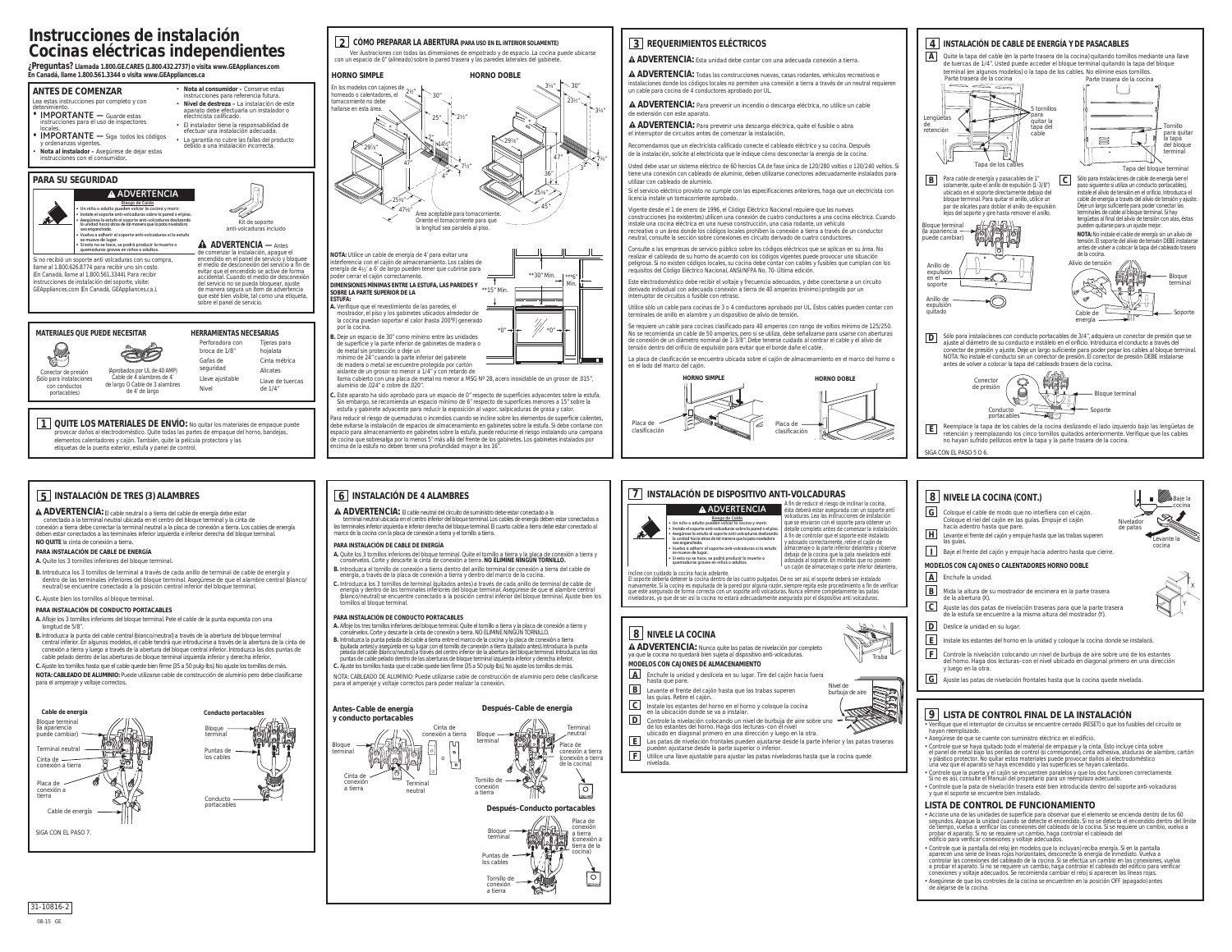# Instrucciones de instalación
# Cocinas eléctricas independientes

**¿Preguntas? Llamada 1.800.GE.CARES (1.800.432.2737) o visita www.GEAppliances.com**
**En Canadá, llame 1.800.561.3344 o visita www.GEAppliances.ca**

## ANTES DE COMENZAR

Lea estas instrucciones por completo y con detenimiento.

- **IMPORTANTE** — Guarde estas instrucciones para el uso de inspectores locales.
- **IMPORTANTE** — Siga todos los códigos y ordenanzas vigentes.
- **Nota al instalador** – Asegúrese de dejar estas instrucciones con el consumidor.
- **Nota al consumidor** – Conserve estas instrucciones para referencia futura.
- **Nivel de destreza** – La instalación de este aparato debe efectuarla un instalador o electricista calificado.
- El instalador tiene la responsabilidad de efectuar una instalación adecuada.
- La garantía no cubre las fallas del producto debido a una instalación incorrecta.

## PARA SU SEGURIDAD

**⚠ ADVERTENCIA**

Riesgo de Caída

- Un niño o adulto pueden volcar la cocina y morir.
- Instale el soporte anti-volcaduras sobre la pared o el piso.
- Asegúrese la estufa al soporte anti-volcaduras deslizando la unidad hacia atrás de tal manera que la pata niveladora sea enganchada.
- Vuelva a adherir el soporte anti-volcaduras si la estufa se mueve de lugar.
- Si esto no se hace, se podrá producir la muerte o quemaduras graves en niños o adultos.

Kit de soporte anti-volcaduras incluido

Si no recibió un soporte anti volcaduras con su compra, llame al 1.800.626.8774 para recibir uno sin costo. (En Canadá, llame al 1.800.561.3344). Para recibir instrucciones de instalación del soporte, visite: GEAppliances.com (En Canadá, GEAppliances.ca.).

**⚠ ADVERTENCIA** — Antes de comenzar la instalación, apague el encendido en el panel de servicio y bloquee el medio de desconexión del servicio a fin de evitar que el encendido se active de forma accidental. Cuando el medio de desconexión del servicio no se pueda bloquear, ajuste de manera segura un ítem de advertencia que esté bien visible, tal como una etiqueta, sobre el panel de servicio.

## MATERIALES QUE PUEDE NECESITAR

Conector de presión (Sólo para instalaciones con conductos portacables)

(Aprobados por UL de 40 AMP) Cable de 4 alambres de 4' de largo O Cable de 3 alambres de 4' de largo

## HERRAMIENTAS NECESARIAS

- Perforadora con broca de 1/8"
- Gafas de seguridad
- Llave ajustable
- Nivel
- Tijeras para hojalata
- Cinta métrica
- Alicates
- Llave de tuercas de 1/4"

## 1 QUITE LOS MATERIALES DE ENVÍO:

No quitar los materiales de empaque puede provocar daños al electrodoméstico. Quite todas las partes de empaque del horno, bandejas, elementos calentadores y cajón. También, quite la película protectora y las etiquetas de la puerta exterior, estufa y panel de control.

## 2 CÓMO PREPARAR LA ABERTURA (PARA USO EN EL INTERIOR SOLAMENTE)

Ver ilustraciones con todas las dimensiones de empotrado y de espacio. La cocina puede ubicarse con un espacio de 0" (alineado) sobre la pared trasera y las paredes laterales del gabinete.

**HORNO SIMPLE** — **HORNO DOBLE**

En los modelos con cajones de horneado o calentadores, el tomacorriente no debe hallarse en esta área.

30" 25" 2½" 7" 14½" 29⁷⁄₈" 47" 4" 7½" 25¾" 47⁵⁄₈" 3½" 30" 23½" 3¼" 29⁷⁄₈" 47" 3" 7¾" 36" 25¾" 45"

Área aceptable para tomacorriente. Oriente el tomacorriente para que la longitud sea paralela al piso.

**NOTA:** Utilice un cable de energía de 4' para evitar una interferencia con el cajón de almacenamiento. Los cables de energía de 4½' a 6' de largo pueden tener que cubrirse para poder cerrar el cajón correctamente.

**DIMENSIONES MÍNIMAS ENTRE LA ESTUFA, LAS PAREDES Y SOBRE LA PARTE SUPERIOR DE LA ESTUFA:**

\*\*30" Min. \*\*\*6" Min. \*\*15" Min. \*0" \*0"

**A.** Verifique que el revestimiento de las paredes, el mostrador, el piso y los gabinetes ubicados alrededor de la cocina puedan soportar el calor (hasta 200°F) generado por la cocina.

**B.** Deje un espacio de 30" como mínimo entre las unidades de superficie y la parte inferior de gabinetes de madera o de metal sin protección o deje un mínimo de 24" cuando la parte inferior del gabinete de madera o metal se encuentre protegida por cartón aislante de un grosor no menor a 1/4" y con retardo de llama cubierto con una placa de metal no menor a MSG Nº 28, acero inoxidable de un grosor de .015", aluminio de .024" o cobre de .020".

**C.** Este aparato ha sido aprobado para un espacio de 0" respecto de superficies adyacentes sobre la estufa. Sin embargo, se recomienda un espacio mínimo de 6" respecto de superficies menores a 15" sobre la estufa y gabinete adyacente para reducir la exposición al vapor, salpicaduras de grasa y calor.

Para reducir el riesgo de quemaduras o incendios cuando se incline sobre los elementos de superficie calientes, debe evitarse la instalación de espacios de almacenamiento en gabinetes sobre la estufa. Si debe contarse con espacio para almacenamiento en gabinetes sobre la estufa, puede reducirse el riesgo instalando una campana de cocina que sobresalga por lo menos 5" más allá del frente de los gabinetes. Los gabinetes instalados por encima de la estufa no deben tener una profundidad mayor a los 13".

## 3 REQUERIMIENTOS ELÉCTRICOS

**⚠ ADVERTENCIA:** Esta unidad debe contar con una adecuada conexión a tierra.

**⚠ ADVERTENCIA:** Todas las construcciones nuevas, casas rodantes, vehículos recreativos e instalaciones donde los códigos locales no permiten una conexión a tierra a través de un neutral requieren un cable para cocina de 4 conductores aprobado por UL.

**⚠ ADVERTENCIA:** Para prevenir un incendio o descarga eléctrica, no utilice un cable de extensión con este aparato.

**⚠ ADVERTENCIA:** Para prevenir una descarga eléctrica, quite el fusible o abra el interruptor de circuitos antes de comenzar la instalación.

Recomendamos que un electricista calificado conecte el cableado eléctrico y su cocina. Después de la instalación, solicite al electricista que le indique cómo desconectar la energía de la cocina.

Usted debe usar un sistema eléctrico de 60 hercios CA de fase única de 120/280 voltios o 120/240 voltios. Si tiene una conexión con cableado de aluminio, deben utilizarse conectores adecuadamente instalados para utilizar con cableado de aluminio.

Si el servicio eléctrico provisto no cumple con las especificaciones anteriores, haga que un electricista con licencia instale un tomacorriente aprobado.

Vigente desde el 1 de enero de 1996, el Código Eléctrico Nacional requiere que las nuevas construcciones (no existentes) utilicen una conexión de cuatro conductores a una cocina eléctrica. Cuando instale una cocina eléctrica en una nueva construcción, una casa rodante, un vehículo recreativo o un área donde los códigos locales prohíben la conexión a tierra a través de un conductor neutral, consulte la sección sobre conexiones en circuito derivado de cuatro conductores.

Consulte a las empresas de servicio público sobre los códigos eléctricos que se aplican en su área. No realizar el cableado de su horno de acuerdo con los códigos vigentes puede provocar una situación peligrosa. Si no existen códigos locales, su cocina debe contar con cables y fusibles que cumplan con los requisitos del Código Eléctrico Nacional, ANSI/NFPA No. 70–Última edición.

Este electrodoméstico debe recibir el voltaje y frecuencia adecuados, y debe conectarse a un circuito derivado individual con adecuada conexión a tierra de 40 amperios (mínimo) protegido por un interruptor de circuitos o fusible con retraso.

Utilice sólo un cable para cocinas de 3 o 4 conductores aprobado por UL. Estos cables pueden contar con terminales de anillo en alambre y un dispositivo de alivio de tensión.

Se requiere un cable para cocinas clasificado para 40 amperios con rango de voltios mínimo de 125/250. No se recomienda un cable de 50 amperios, pero si se utiliza, debe señalizarse para usarse con aberturas de conexión de un diámetro nominal de 1-3/8". Debe tenerse cuidado al centrar el cable y el alivio de tensión dentro del orificio de expulsión para evitar que el borde dañe el cable.

La placa de clasificación se encuentra ubicada sobre el cajón de almacenamiento en el marco del horno o en el lado del marco del cajón.

**HORNO SIMPLE** — **HORNO DOBLE**

Placa de clasificación — Placa de clasificación

## 4 INSTALACIÓN DE CABLE DE ENERGÍA Y DE PASACABLES

**A** Quite la tapa del cable (en la parte trasera de la cocina) quitando tornillos mediante una llave de tuercas de 1/4". Usted puede acceder el bloque terminal quitando la tapa del bloque terminal (en algunos modelos) o la tapa de los cables. No elimine esos tornillos.

Parte trasera de la cocina — Lengüetas de retención — 5 tornillos para quitar la tapa del cable — Tapa de los cables — Parte trasera de la cocina — Tornillo para quitar la tapa del bloque terminal — Tapa del bloque terminal

**B** Para cable de energía y pasacables de 1" solamente, quite el anillo de expulsión (1-3/8") ubicado en el soporte directamente debajo del bloque terminal. Para quitar el anillo, utilice un par de alicates para doblar el anillo de expulsión lejos del soporte y gire hasta remover el anillo.

Bloque terminal (la apariencia puede cambiar) — Anillo de expulsión en el soporte — Anillo de expulsión quitado

**C** Sólo para instalaciones de cable de energía (ver el paso siguiente si utiliza un conducto portacables), instale el alivio de tensión en el orificio. Introduzca el cable de energía a través del alivio de tensión y ajuste. Deje un largo suficiente para poder conectar las terminales de cable al bloque terminal. Si hay lengüetas al final del alivio de tensión con alas, éstas pueden quitarse para un ajuste mejor.

**NOTA:** No instale el cable de energía sin un alivio de tensión. El soporte del alivio de tensión DEBE instalarse antes de volver a colocar la tapa del cableado trasero de la cocina.

Alivio de tensión — Bloque terminal — Cable de energía — Soporte

**D** Sólo para instalaciones con conducto portacables de 3/4", adquiera un conector de presión que se ajuste al diámetro de su conducto e instálelo en el orificio. Introduzca el conducto a través del conector de presión y ajuste. Deje un largo suficiente para poder pegar los cables al bloque terminal. NOTA: No instale el conducto sin un conector de presión. El conector de presión DEBE instalarse antes de volver a colocar la tapa del cableado trasero de la cocina.

Conector de presión — Bloque terminal — Conducto portacables — Soporte

**E** Reemplace la tapa de los cables de la cocina deslizando el lado izquierdo bajo las lengüetas de retención y reemplazando los cinco tornillos quitados anteriormente. Verifique que los cables no hayan sufrido pellizcos entre la tapa y la parte trasera de la cocina.

SIGA CON EL PASO 5 O 6.

## 5 INSTALACIÓN DE TRES (3) ALAMBRES

**⚠ ADVERTENCIA:** El cable neutral o a tierra del cable de energía debe estar conectado a la terminal neutral ubicada en el centro del bloque terminal y la cinta de conexión a tierra debe conectar la terminal neutral a la placa de conexión a tierra. Los cables de energía deben estar conectados a las terminales inferior izquierda e inferior derecha del bloque terminal. **NO QUITE** la cinta de conexión a tierra.

**PARA INSTALACIÓN DE CABLE DE ENERGÍA**

**A.** Quite los 3 tornillos inferiores del bloque terminal.

**B.** Introduzca los 3 tornillos de terminal a través de cada anillo de terminal de cable de energía y dentro de las terminales inferiores del bloque terminal. Asegúrese de que el alambre central (blanco/neutral) se encuentre conectado a la posición central inferior del bloque terminal.

**C.** Ajuste bien los tornillos al bloque terminal.

**PARA INSTALACIÓN DE CONDUCTO PORTACABLES**

**A.** Afloje los 3 tornillos inferiores del bloque terminal. Pele el cable de la punta expuesta con una longitud de 5/8".

**B.** Introduzca la punta del cable central (blanco/neutral) a través de la abertura del bloque terminal central inferior. En algunos modelos, el cable tendrá que introducirse a través de la abertura de la cinta de conexión a tierra y luego a través de la abertura del bloque central inferior. Introduzca las dos puntas de cable pelado dentro de las aberturas del bloque terminal izquierda inferior y derecha inferior.

**C.** Ajuste los tornillos hasta que el cable quede bien firme (35 a 50 pulg-lbs). No ajuste los tornillos de más.

**NOTA: CABLEADO DE ALUMINIO:** Puede utilizarse cable de construcción de aluminio pero debe clasificarse para el amperaje y voltaje correctos.

**Cable de energía** — Bloque terminal (la apariencia puede cambiar) — Terminal neutral — Cinta de conexión a tierra — Placa de conexión a tierra — Cable de energía

**Conducto portacables** — Bloque terminal — Puntas de los cables — Conducto portacables

SIGA CON EL PASO 7.

## 6 INSTALACIÓN DE 4 ALAMBRES

**⚠ ADVERTENCIA:** El cable neutral del circuito de suministro debe estar conectado a la terminal neutral ubicada en el centro inferior del bloque terminal. Los cables de energía deben conectarse a las terminales inferior izquierda e inferior derecha del bloque terminal. El cuarto cable a tierra debe conectarse al marco de la cocina con la placa de conexión a tierra y el tornillo a tierra.

**PARA INSTALACIÓN DE CABLE DE ENERGÍA**

**A.** Quite los 3 tornillos inferiores del bloque terminal. Quite el tornillo a tierra y la placa de conexión a tierra y consérvelos. Corte y descarte la cinta de conexión a tierra. **NO ELIMINE NINGÚN TORNILLO.**

**B.** Introduzca el tornillo de conexión a tierra dentro del anillo terminal de conexión a tierra del cable de energía, a través de la placa de conexión a tierra y dentro del marco de la cocina.

**C.** Introduzca los 3 tornillos de terminal (quitados antes) a través de cada anillo de terminal de cable de energía y dentro de las terminales inferiores del bloque terminal. Asegúrese de que el alambre central (blanco/neutral) se encuentre conectado a la posición central inferior del bloque terminal. Ajuste bien los tornillos al bloque terminal.

**PARA INSTALACIÓN DE CONDUCTO PORTACABLES**

**A.** Afloje los 3 tornillos inferiores del bloque terminal. Quite el tornillo a tierra y la placa de conexión a tierra y consérvelos. Corte y descarte la cinta de conexión a tierra. NO ELIMINE NINGÚN TORNILLO.

**B.** Introduzca la punta pelada del cable a tierra entre el marco de la cocina y la placa de conexión a tierra (quitada antes) y asegúrela en su lugar con el tornillo de conexión a tierra (quitado antes). Introduzca la punta pelada del cable (blanco/neutral) a través de la abertura del bloque terminal central inferior. Introduzca las dos puntas de cable pelado dentro de las aberturas del bloque terminal izquierda inferior y derecha inferior.

**C.** Ajuste los tornillos hasta que el cable quede bien firme (35 a 50 pulg-lbs). No ajuste los tornillos de más.

NOTA: CABLEADO DE ALUMINIO: Puede utilizarse cable de construcción de aluminio pero debe clasificarse para el amperaje y voltaje correctos para poder realizar la conexión.

**Antes–Cable de energía y conducto portacables** — Bloque terminal — Cinta de conexión a tierra — Cinta de conexión a tierra — Terminal neutral

**Después–Cable de energía** — Bloque terminal — Terminal neutral — Placa de conexión a tierra (conexión a tierra de la cocina) — Tornillo de conexión a tierra

**Después–Conducto portacables** — Bloque terminal — Placa de conexión a tierra (conexión a tierra de la cocina) — Puntas de los cables — Tornillo de conexión a tierra

## 7 INSTALACIÓN DE DISPOSITIVO ANTI-VOLCADURAS

**⚠ ADVERTENCIA**

Riesgo de Caída

- Un niño o adulto pueden volcar la cocina y morir.
- Instale el soporte anti-volcaduras sobre la pared o el piso.
- Asegúrese la estufa al soporte anti-volcaduras deslizando la unidad hacia atrás de tal manera que la pata niveladora sea enganchada.
- Vuelva a adherir el soporte anti-volcaduras si la estufa se mueve de lugar.
- Si esto no se hace, se podrá producir la muerte o quemaduras graves en niños o adultos.

A fin de reducir el riesgo de inclinar la cocina, ésta deberá estar asegurada con un soporte anti volcaduras. Lea las instrucciones de instalación que se enviaron con el soporte para obtener un detalle completo antes de comenzar la instalación. A fin de controlar que el soporte esté instalado y adosado correctamente, retire el cajón de almacenaje o la parte inferior delantera y observe debajo de la cocina que la pata niveladora esté adosada al soporte. En modelos que no poseen un cajón de almacenaje o parte inferior delantera, incline con cuidado la cocina hacia adelante.

El soporte debería detener la cocina dentro de las cuatro pulgadas. De no ser así, el soporte deberá ser instalado nuevamente. Si la cocina es expulsada de la pared por alguna razón, siempre repita este procedimiento a fin de verificar que esté asegurado de forma correcta con un soporte anti volcaduras. Nunca elimine completamente las patas niveladoras, ya que de ser así la cocina no estará adecuadamente asegurada por el dispositivo anti volcaduras.

## 8 NIVELE LA COCINA

**⚠ ADVERTENCIA:** Nunca quite las patas de nivelación por completo ya que la cocina no quedará bien sujeta al dispositivo anti-volcaduras.

**MODELOS CON CAJONES DE ALMACENAMIENTO**

**A** Enchufe la unidad y deslícela en su lugar. Tire del cajón hacia fuera hasta que pare.

**B** Levante el frente del cajón hasta que las trabas superen las guías. Retire el cajón.

**C** Instale los estantes del horno en el horno y coloque la cocina en la ubicación donde se va a instalar.

**D** Controle la nivelación colocando un nivel de burbuja de aire sobre uno de los estantes del horno. Haga dos lecturas–con el nivel ubicado en diagonal primero en una dirección y luego en la otra.

**E** Las patas de nivelación frontales pueden ajustarse desde la parte inferior y las patas traseras pueden ajustarse desde la parte superior o inferior.

**F** Utilice una llave ajustable para ajustar las patas niveladoras hasta que la cocina quede nivelada.

Traba — Nivel de burbuja de aire

## 8 NIVELE LA COCINA (CONT.)

**G** Coloque el cable de modo que no interfiera con el cajón. Coloque el riel del cajón en las guías. Empuje el cajón hacia adentro hasta que pare.

**H** Levante el frente del cajón y empuje hasta que las trabas superen las guías.

**I** Baje el frente del cajón y empuje hacia adentro hasta que cierre.

Baje la cocina — Nivelador de patas — Levante la cocina

**MODELOS CON CAJONES O CALENTADORES HORNO DOBLE**

**A** Enchufe la unidad.

**B** Mida la altura de su mostrador de encimera en la parte trasera de la abertura (X).

**C** Ajuste las dos patas de nivelación traseras para que la parte trasera de la estufa se encuentre a la misma altura del mostrador (Y).

**D** Deslice la unidad en su lugar.

**E** Instale los estantes del horno en la unidad y coloque la cocina donde se instalará.

**F** Controle la nivelación colocando un nivel de burbuja de aire sobre uno de los estantes del horno. Haga dos lecturas–con el nivel ubicado en diagonal primero en una dirección y luego en la otra.

**G** Ajuste las patas de nivelación frontales hasta que la cocina quede nivelada.

## 9 LISTA DE CONTROL FINAL DE LA INSTALACIÓN

- Verifique que el interruptor de circuitos se encuentre cerrado (RESET) o que los fusibles del circuito se hayan reemplazado.
- Asegúrese de que se cuente con suministro eléctrico en el edificio.
- Controle que se hayan quitado todo el material de empaque y la cinta. Esto incluye cinta sobre el panel de metal bajo las perillas de control (si corresponde), cinta adhesiva, ataduras de alambre, cartón y plástico protector. No quitar estos materiales puede provocar daños al electrodoméstico una vez que el aparato se haya encendido y las superficies se hayan calentado.
- Controle que la puerta y el cajón se encuentren paralelos y que los dos funcionen correctamente. Si no es así, consulte el Manual del propietario para un reemplazo adecuado.
- Controle que la pata de nivelación trasera esté bien introducida dentro del soporte anti-volcaduras y que el soporte se encuentre bien instalado.

## LISTA DE CONTROL DE FUNCIONAMIENTO

- Accione una de las unidades de superficie para observar que el elemento se encienda dentro de los 60 segundos. Apague la unidad cuando se detecte el encendido. Si no se detecta el encendido dentro del límite de tiempo, vuelva a verificar las conexiones del cableado de la cocina. Si se requiere un cambio, vuelva a probar el aparato. Si no se requiere un cambio, haga controlar el cableado del edificio para verificar conexiones y voltaje adecuados.
- Controle que la pantalla del reloj (en modelos que lo incluyan) reciba energía. Si en la pantalla aparecen una serie de líneas rojas horizontales, desconecte la energía de inmediato. Vuelva a controlar las conexiones del cableado de la cocina. Si se efectúa un cambio en las conexiones, vuelva a probar el aparato. Si no se requiere un cambio, haga controlar el cableado del edificio para verificar conexiones y voltaje adecuados. Se recomienda cambiar el reloj si aparecen las líneas rojas.
- Asegúrese de que los controles de la cocina se encuentren en la posición OFF (apagado) antes de alejarse de la cocina.

31-10816-2

08-15 GE